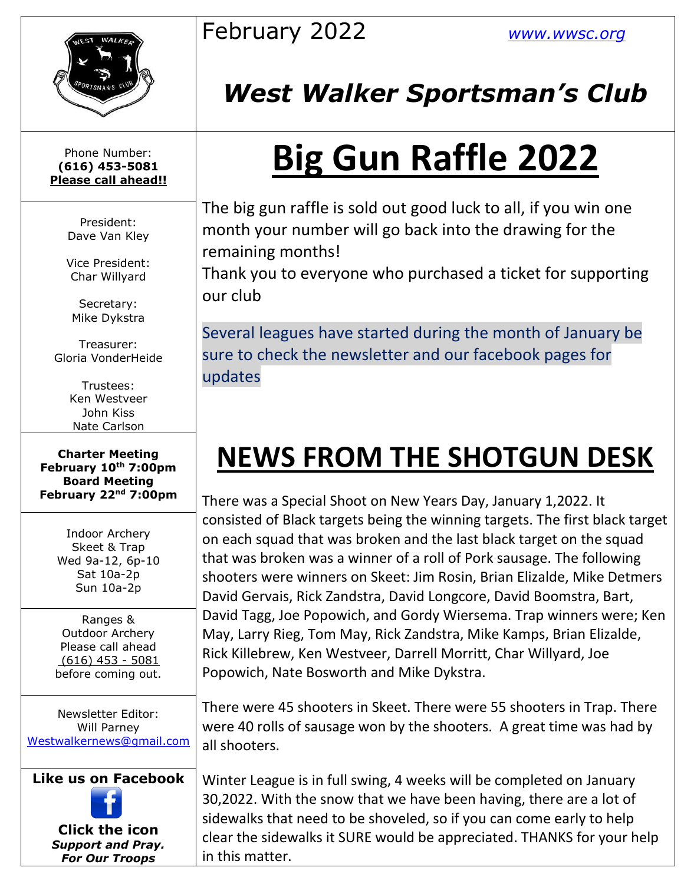February 2022 www.wwsc.org

# West Walker Sportsman's Club

Phone Number:
**(616) 453-5081**
**Please call ahead!!**

President:
Dave Van Kley

Vice President:
Char Willyard

Secretary:
Mike Dykstra

Treasurer:
Gloria VonderHeide

Trustees:
Ken Westveer
John Kiss
Nate Carlson

**Charter Meeting**
**February 10th 7:00pm**
**Board Meeting**
**February 22nd 7:00pm**

Indoor Archery
Skeet & Trap
Wed 9a-12, 6p-10
Sat 10a-2p
Sun 10a-2p

Ranges &
Outdoor Archery
Please call ahead
(616) 453 - 5081
before coming out.

Newsletter Editor:
Will Parney
Westwalkernews@gmail.com

**Like us on Facebook**

**Click the icon**
***Support and Pray.***
***For Our Troops***

# Big Gun Raffle 2022

The big gun raffle is sold out good luck to all, if you win one month your number will go back into the drawing for the remaining months!
Thank you to everyone who purchased a ticket for supporting our club

Several leagues have started during the month of January be sure to check the newsletter and our facebook pages for updates

# NEWS FROM THE SHOTGUN DESK

There was a Special Shoot on New Years Day, January 1,2022. It consisted of Black targets being the winning targets. The first black target on each squad that was broken and the last black target on the squad that was broken was a winner of a roll of Pork sausage. The following shooters were winners on Skeet: Jim Rosin, Brian Elizalde, Mike Detmers David Gervais, Rick Zandstra, David Longcore, David Boomstra, Bart, David Tagg, Joe Popowich, and Gordy Wiersema. Trap winners were; Ken May, Larry Rieg, Tom May, Rick Zandstra, Mike Kamps, Brian Elizalde, Rick Killebrew, Ken Westveer, Darrell Morritt, Char Willyard, Joe Popowich, Nate Bosworth and Mike Dykstra.

There were 45 shooters in Skeet. There were 55 shooters in Trap. There were 40 rolls of sausage won by the shooters. A great time was had by all shooters.

Winter League is in full swing, 4 weeks will be completed on January 30,2022. With the snow that we have been having, there are a lot of sidewalks that need to be shoveled, so if you can come early to help clear the sidewalks it SURE would be appreciated. THANKS for your help in this matter.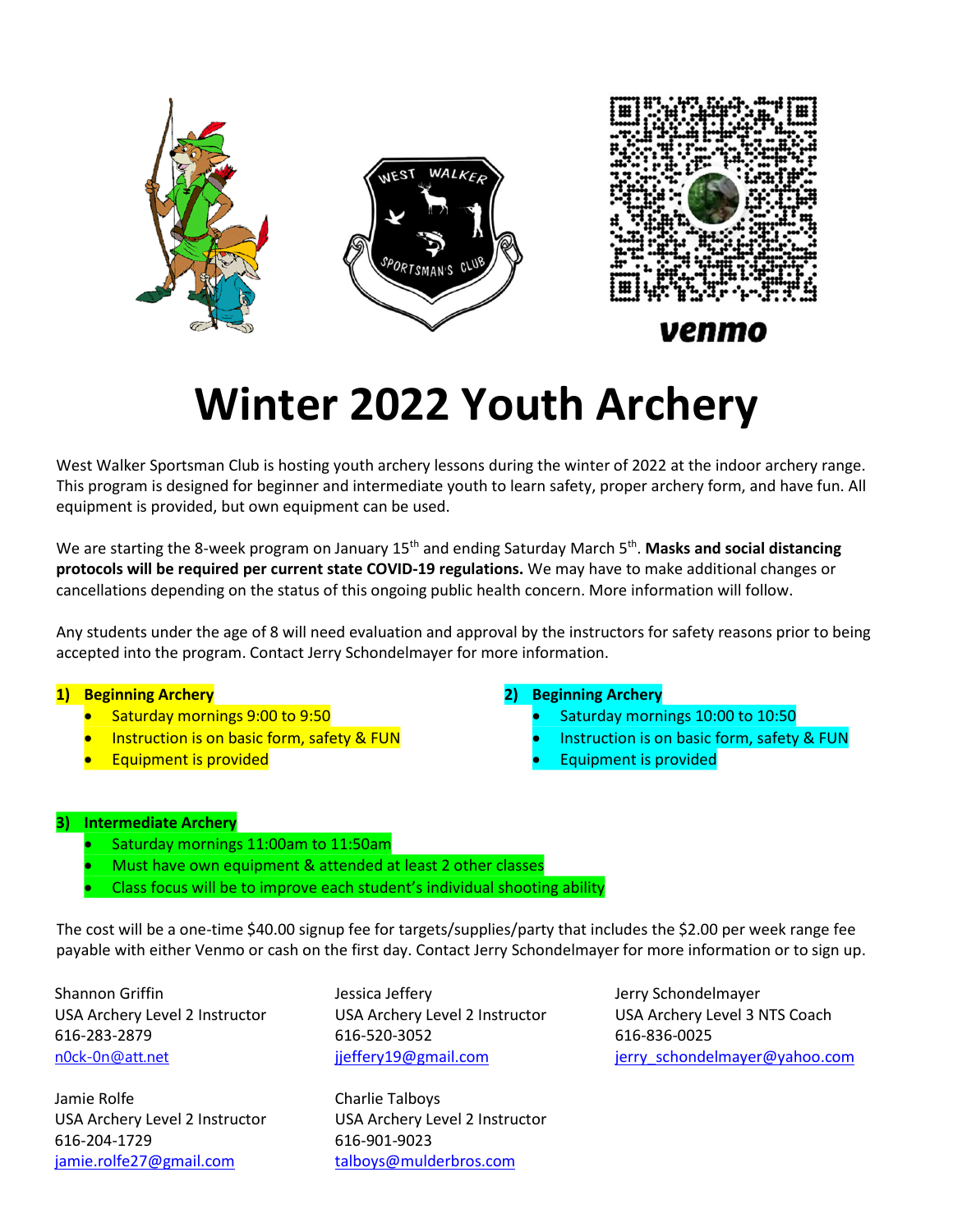venmo

# Winter 2022 Youth Archery

West Walker Sportsman Club is hosting youth archery lessons during the winter of 2022 at the indoor archery range. This program is designed for beginner and intermediate youth to learn safety, proper archery form, and have fun. All equipment is provided, but own equipment can be used.

We are starting the 8-week program on January 15th and ending Saturday March 5th. **Masks and social distancing protocols will be required per current state COVID-19 regulations.** We may have to make additional changes or cancellations depending on the status of this ongoing public health concern. More information will follow.

Any students under the age of 8 will need evaluation and approval by the instructors for safety reasons prior to being accepted into the program. Contact Jerry Schondelmayer for more information.

**1) Beginning Archery**
- Saturday mornings 9:00 to 9:50
- Instruction is on basic form, safety & FUN
- Equipment is provided

**2) Beginning Archery**
- Saturday mornings 10:00 to 10:50
- Instruction is on basic form, safety & FUN
- Equipment is provided

**3) Intermediate Archery**
- Saturday mornings 11:00am to 11:50am
- Must have own equipment & attended at least 2 other classes
- Class focus will be to improve each student's individual shooting ability

The cost will be a one-time $40.00 signup fee for targets/supplies/party that includes the $2.00 per week range fee payable with either Venmo or cash on the first day. Contact Jerry Schondelmayer for more information or to sign up.

Shannon Griffin
USA Archery Level 2 Instructor
616-283-2879
n0ck-0n@att.net

Jessica Jeffery
USA Archery Level 2 Instructor
616-520-3052
jjeffery19@gmail.com

Jerry Schondelmayer
USA Archery Level 3 NTS Coach
616-836-0025
jerry_schondelmayer@yahoo.com

Jamie Rolfe
USA Archery Level 2 Instructor
616-204-1729
jamie.rolfe27@gmail.com

Charlie Talboys
USA Archery Level 2 Instructor
616-901-9023
talboys@mulderbros.com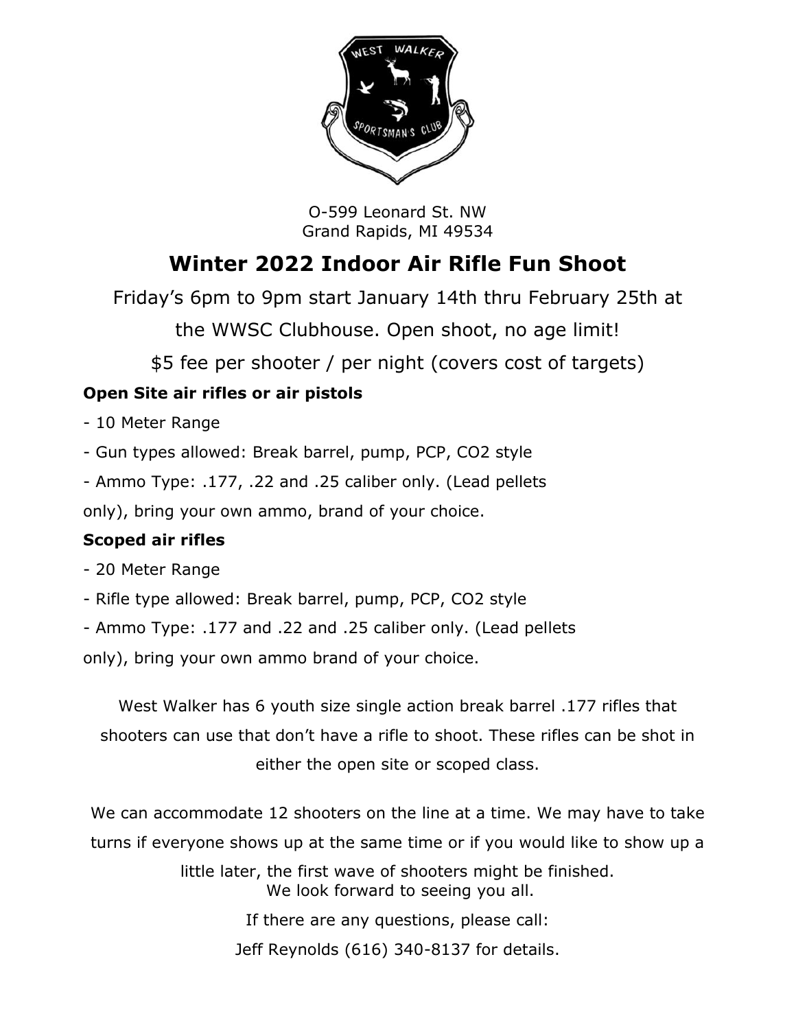O-599 Leonard St. NW
Grand Rapids, MI 49534

# Winter 2022 Indoor Air Rifle Fun Shoot

Friday's 6pm to 9pm start January 14th thru February 25th at the WWSC Clubhouse. Open shoot, no age limit!

$5 fee per shooter / per night (covers cost of targets)

**Open Site air rifles or air pistols**

- 10 Meter Range
- Gun types allowed: Break barrel, pump, PCP, CO2 style
- Ammo Type: .177, .22 and .25 caliber only. (Lead pellets only), bring your own ammo, brand of your choice.

**Scoped air rifles**

- 20 Meter Range
- Rifle type allowed: Break barrel, pump, PCP, CO2 style
- Ammo Type: .177 and .22 and .25 caliber only. (Lead pellets only), bring your own ammo brand of your choice.

West Walker has 6 youth size single action break barrel .177 rifles that shooters can use that don't have a rifle to shoot. These rifles can be shot in either the open site or scoped class.

We can accommodate 12 shooters on the line at a time. We may have to take turns if everyone shows up at the same time or if you would like to show up a little later, the first wave of shooters might be finished.
We look forward to seeing you all.

If there are any questions, please call:
Jeff Reynolds (616) 340-8137 for details.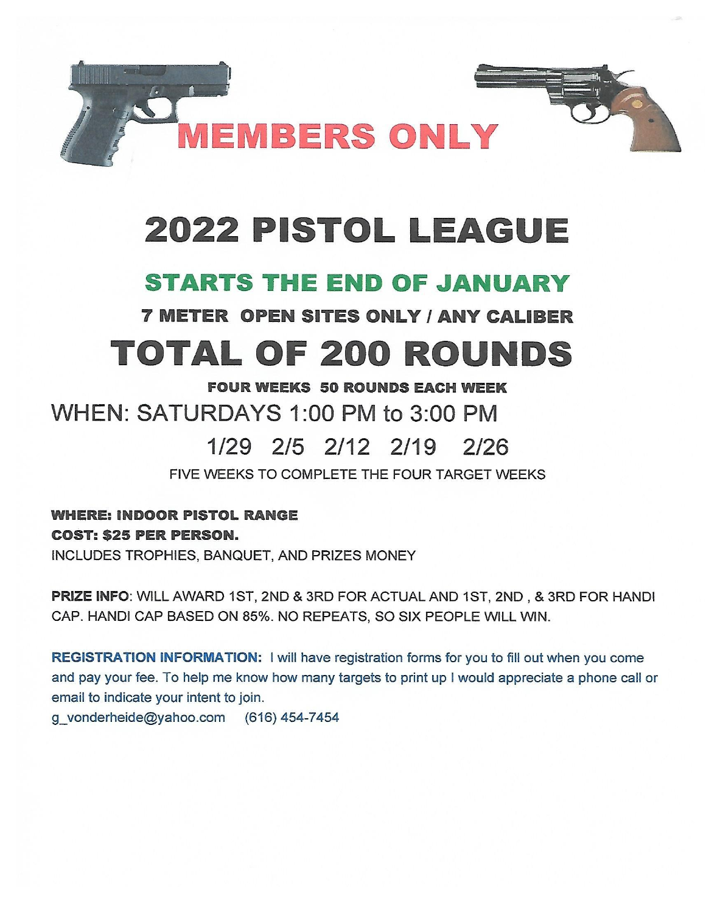# MEMBERS ONLY

# 2022 PISTOL LEAGUE

## STARTS THE END OF JANUARY

**7 METER OPEN SITES ONLY / ANY CALIBER**

# TOTAL OF 200 ROUNDS

**FOUR WEEKS 50 ROUNDS EACH WEEK**

WHEN: SATURDAYS 1:00 PM to 3:00 PM

1/29 2/5 2/12 2/19 2/26

FIVE WEEKS TO COMPLETE THE FOUR TARGET WEEKS

**WHERE: INDOOR PISTOL RANGE**
**COST: $25 PER PERSON.**
INCLUDES TROPHIES, BANQUET, AND PRIZES MONEY

**PRIZE INFO**: WILL AWARD 1ST, 2ND & 3RD FOR ACTUAL AND 1ST, 2ND , & 3RD FOR HANDI CAP. HANDI CAP BASED ON 85%. NO REPEATS, SO SIX PEOPLE WILL WIN.

**REGISTRATION INFORMATION:** I will have registration forms for you to fill out when you come and pay your fee. To help me know how many targets to print up I would appreciate a phone call or email to indicate your intent to join.
g_vonderheide@yahoo.com (616) 454-7454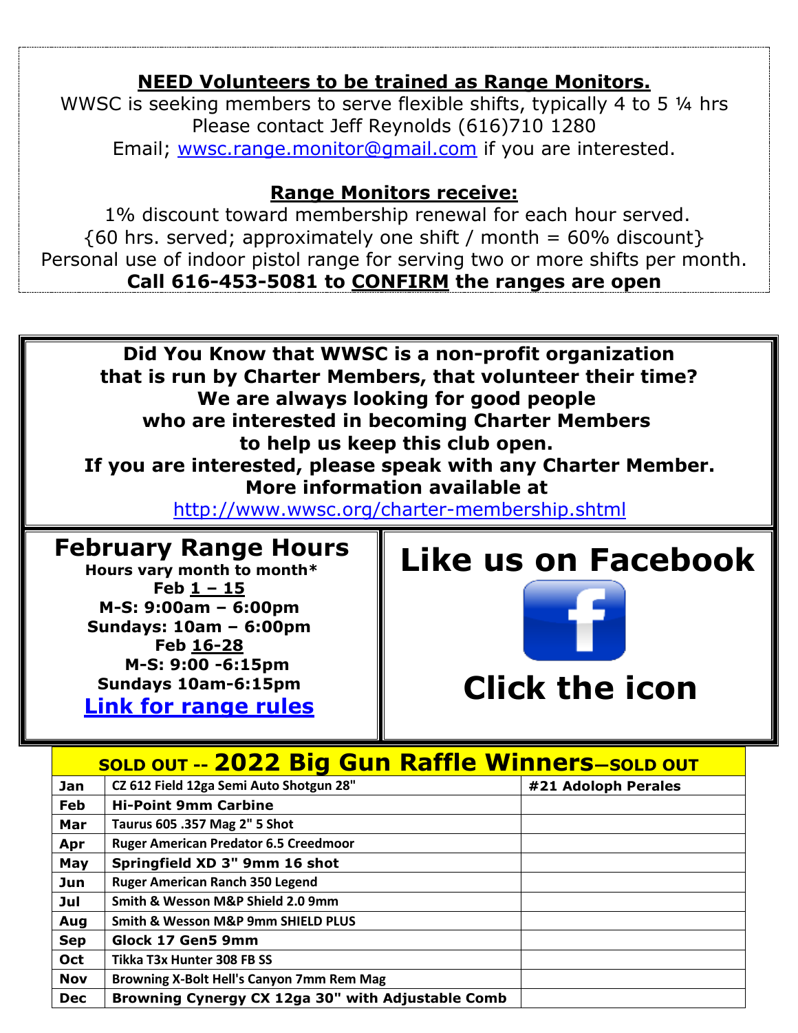## NEED Volunteers to be trained as Range Monitors.

WWSC is seeking members to serve flexible shifts, typically 4 to 5 ¼ hrs
Please contact Jeff Reynolds (616)710 1280
Email; wwsc.range.monitor@gmail.com if you are interested.

## Range Monitors receive:

1% discount toward membership renewal for each hour served.
{60 hrs. served; approximately one shift / month = 60% discount}
Personal use of indoor pistol range for serving two or more shifts per month.
**Call 616-453-5081 to CONFIRM the ranges are open**

**Did You Know that WWSC is a non-profit organization that is run by Charter Members, that volunteer their time? We are always looking for good people who are interested in becoming Charter Members to help us keep this club open. If you are interested, please speak with any Charter Member. More information available at**
http://www.wwsc.org/charter-membership.shtml

## February Range Hours

**Hours vary month to month***

**Feb 1 – 15**
**M-S: 9:00am – 6:00pm**
**Sundays: 10am – 6:00pm**

**Feb 16-28**
**M-S: 9:00 -6:15pm**
**Sundays 10am-6:15pm**

**Link for range rules**

## Like us on Facebook

## Click the icon

## SOLD OUT -- 2022 Big Gun Raffle Winners—SOLD OUT

| Month | Prize | Winner |
|---|---|---|
| Jan | CZ 612 Field 12ga Semi Auto Shotgun 28" | #21 Adoloph Perales |
| Feb | Hi-Point 9mm Carbine | |
| Mar | Taurus 605 .357 Mag 2" 5 Shot | |
| Apr | Ruger American Predator 6.5 Creedmoor | |
| May | Springfield XD 3" 9mm 16 shot | |
| Jun | Ruger American Ranch 350 Legend | |
| Jul | Smith & Wesson M&P Shield 2.0 9mm | |
| Aug | Smith & Wesson M&P 9mm SHIELD PLUS | |
| Sep | Glock 17 Gen5 9mm | |
| Oct | Tikka T3x Hunter 308 FB SS | |
| Nov | Browning X-Bolt Hell's Canyon 7mm Rem Mag | |
| Dec | Browning Cynergy CX 12ga 30" with Adjustable Comb | |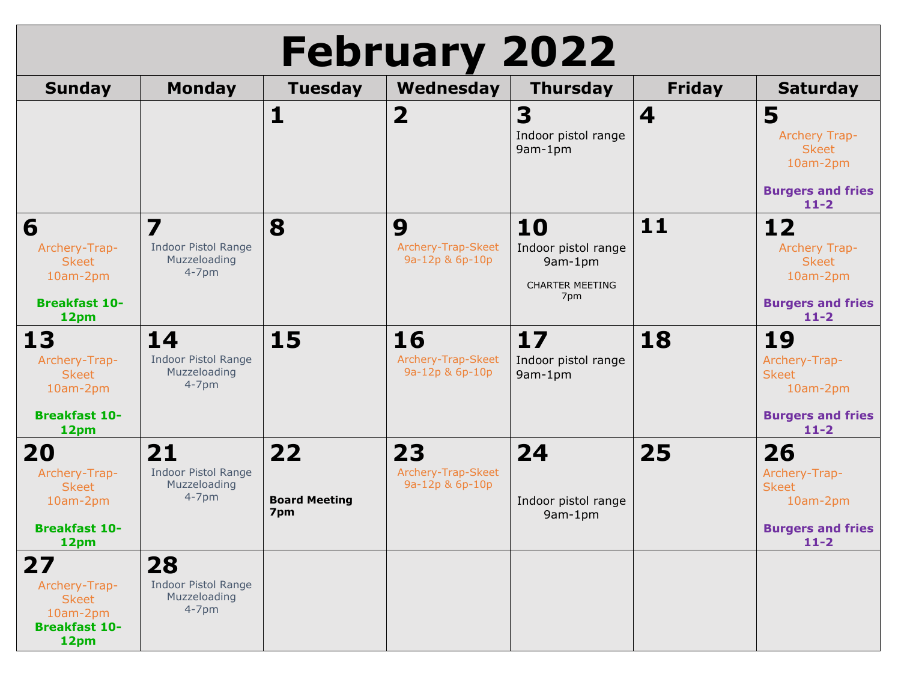# February 2022

| Sunday | Monday | Tuesday | Wednesday | Thursday | Friday | Saturday |
|---|---|---|---|---|---|---|
| | | 1 | 2 | 3<br>Indoor pistol range 9am-1pm | 4 | 5<br>Archery Trap-Skeet 10am-2pm<br>**Burgers and fries 11-2** |
| 6<br>Archery-Trap-Skeet 10am-2pm<br>**Breakfast 10-12pm** | 7<br>Indoor Pistol Range Muzzeloading 4-7pm | 8 | 9<br>Archery-Trap-Skeet 9a-12p & 6p-10p | 10<br>Indoor pistol range 9am-1pm<br>CHARTER MEETING 7pm | 11 | 12<br>Archery Trap-Skeet 10am-2pm<br>**Burgers and fries 11-2** |
| 13<br>Archery-Trap-Skeet 10am-2pm<br>**Breakfast 10-12pm** | 14<br>Indoor Pistol Range Muzzeloading 4-7pm | 15 | 16<br>Archery-Trap-Skeet 9a-12p & 6p-10p | 17<br>Indoor pistol range 9am-1pm | 18 | 19<br>Archery-Trap-Skeet 10am-2pm<br>**Burgers and fries 11-2** |
| 20<br>Archery-Trap-Skeet 10am-2pm<br>**Breakfast 10-12pm** | 21<br>Indoor Pistol Range Muzzeloading 4-7pm | 22<br>**Board Meeting 7pm** | 23<br>Archery-Trap-Skeet 9a-12p & 6p-10p | 24<br>Indoor pistol range 9am-1pm | 25 | 26<br>Archery-Trap-Skeet 10am-2pm<br>**Burgers and fries 11-2** |
| 27<br>Archery-Trap-Skeet 10am-2pm<br>**Breakfast 10-12pm** | 28<br>Indoor Pistol Range Muzzeloading 4-7pm | | | | | |